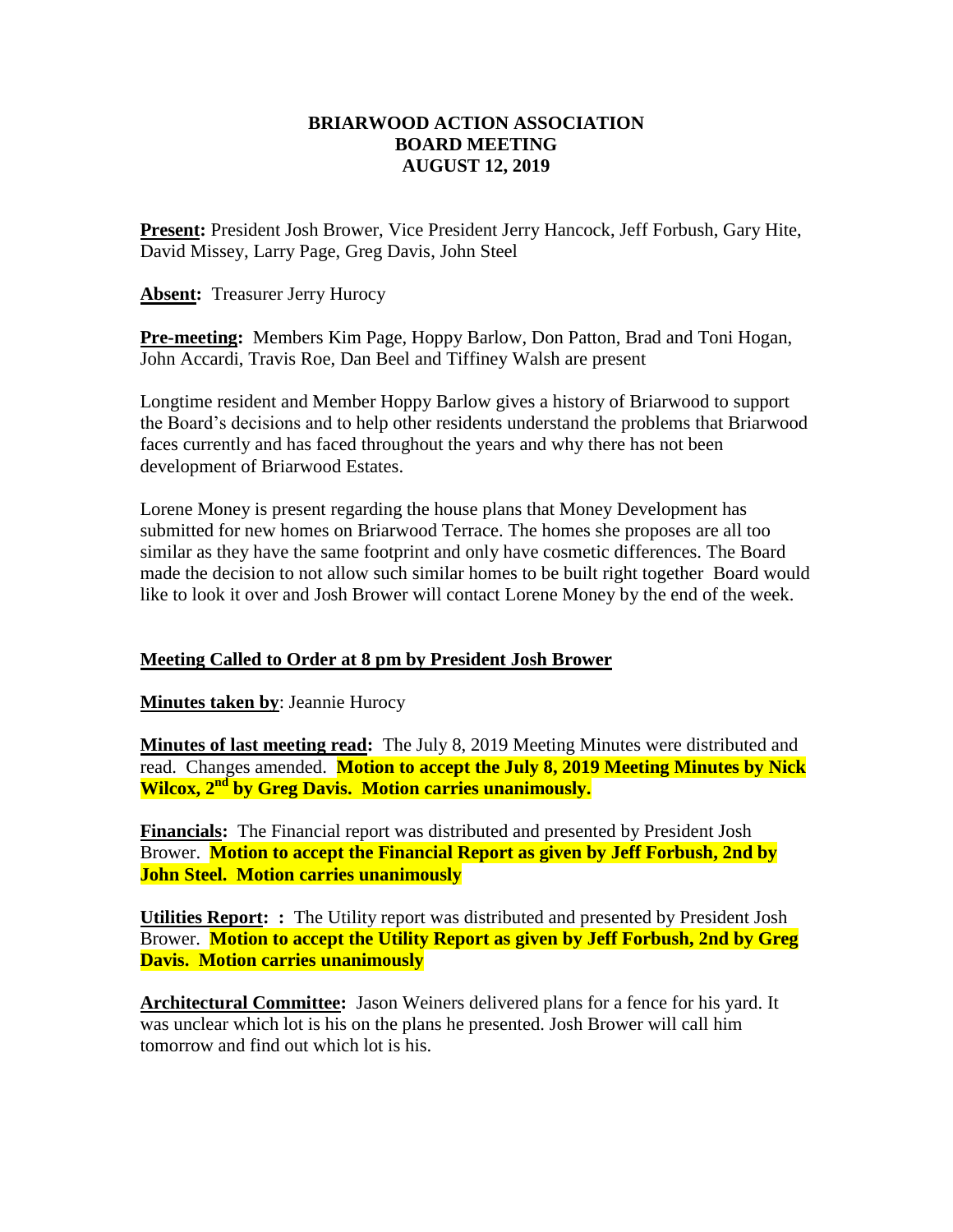# BRIARWOOD ACTION ASSOCIATION
## BOARD MEETING
## AUGUST 12, 2019

**Present:** President Josh Brower, Vice President Jerry Hancock, Jeff Forbush, Gary Hite, David Missey, Larry Page, Greg Davis, John Steel

**Absent:** Treasurer Jerry Hurocy

**Pre-meeting:** Members Kim Page, Hoppy Barlow, Don Patton, Brad and Toni Hogan, John Accardi, Travis Roe, Dan Beel and Tiffiney Walsh are present

Longtime resident and Member Hoppy Barlow gives a history of Briarwood to support the Board's decisions and to help other residents understand the problems that Briarwood faces currently and has faced throughout the years and why there has not been development of Briarwood Estates.

Lorene Money is present regarding the house plans that Money Development has submitted for new homes on Briarwood Terrace. The homes she proposes are all too similar as they have the same footprint and only have cosmetic differences. The Board made the decision to not allow such similar homes to be built right together Board would like to look it over and Josh Brower will contact Lorene Money by the end of the week.

**Meeting Called to Order at 8 pm by President Josh Brower**

**Minutes taken by**: Jeannie Hurocy

**Minutes of last meeting read:** The July 8, 2019 Meeting Minutes were distributed and read. Changes amended. **Motion to accept the July 8, 2019 Meeting Minutes by Nick Wilcox, 2nd by Greg Davis. Motion carries unanimously.**

**Financials:** The Financial report was distributed and presented by President Josh Brower. **Motion to accept the Financial Report as given by Jeff Forbush, 2nd by John Steel. Motion carries unanimously**

**Utilities Report: :** The Utility report was distributed and presented by President Josh Brower. **Motion to accept the Utility Report as given by Jeff Forbush, 2nd by Greg Davis. Motion carries unanimously**

**Architectural Committee:** Jason Weiners delivered plans for a fence for his yard. It was unclear which lot is his on the plans he presented. Josh Brower will call him tomorrow and find out which lot is his.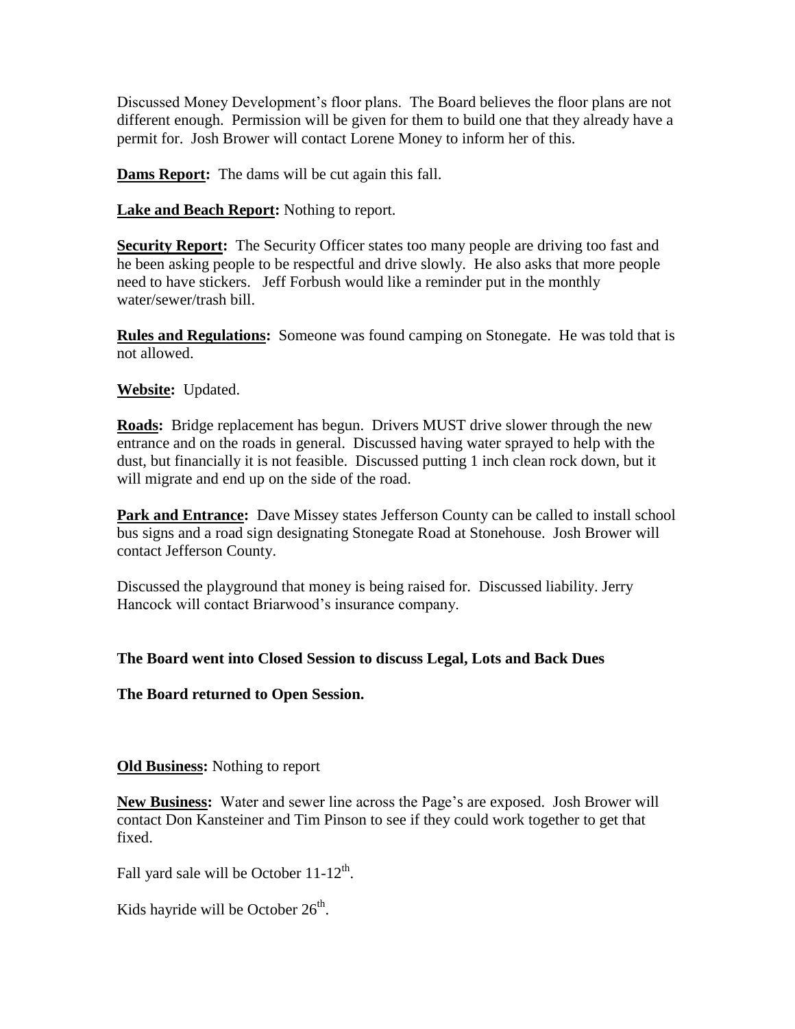Discussed Money Development's floor plans. The Board believes the floor plans are not different enough. Permission will be given for them to build one that they already have a permit for. Josh Brower will contact Lorene Money to inform her of this.

**Dams Report:** The dams will be cut again this fall.

**Lake and Beach Report:** Nothing to report.

**Security Report:** The Security Officer states too many people are driving too fast and he been asking people to be respectful and drive slowly. He also asks that more people need to have stickers. Jeff Forbush would like a reminder put in the monthly water/sewer/trash bill.

**Rules and Regulations:** Someone was found camping on Stonegate. He was told that is not allowed.

**Website:** Updated.

**Roads:** Bridge replacement has begun. Drivers MUST drive slower through the new entrance and on the roads in general. Discussed having water sprayed to help with the dust, but financially it is not feasible. Discussed putting 1 inch clean rock down, but it will migrate and end up on the side of the road.

**Park and Entrance:** Dave Missey states Jefferson County can be called to install school bus signs and a road sign designating Stonegate Road at Stonehouse. Josh Brower will contact Jefferson County.

Discussed the playground that money is being raised for. Discussed liability. Jerry Hancock will contact Briarwood's insurance company.

**The Board went into Closed Session to discuss Legal, Lots and Back Dues**

**The Board returned to Open Session.**

**Old Business:** Nothing to report

**New Business:** Water and sewer line across the Page's are exposed. Josh Brower will contact Don Kansteiner and Tim Pinson to see if they could work together to get that fixed.

Fall yard sale will be October 11-12th.

Kids hayride will be October 26th.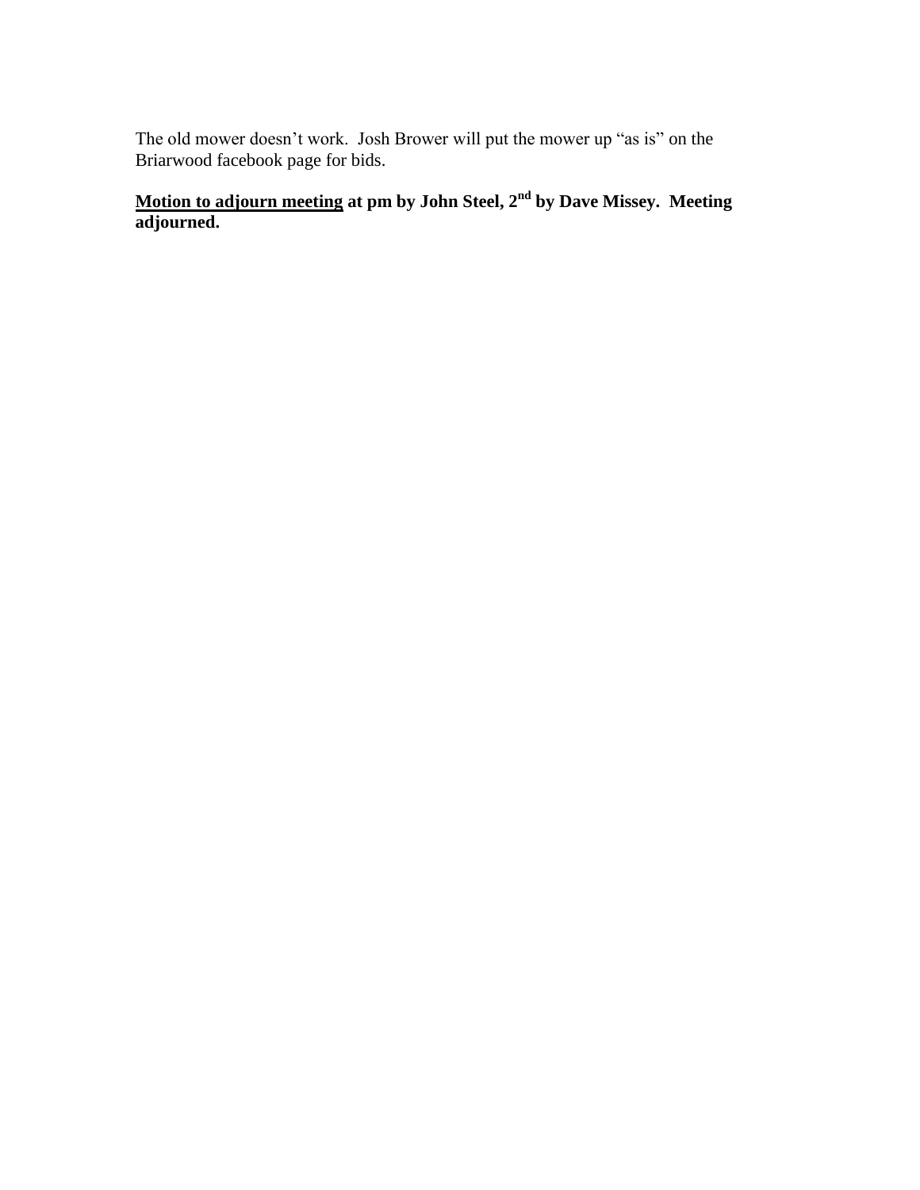The old mower doesn't work.  Josh Brower will put the mower up "as is" on the Briarwood facebook page for bids.

**<u>Motion to adjourn meeting</u> at pm by John Steel, 2nd by Dave Missey.  Meeting adjourned.**